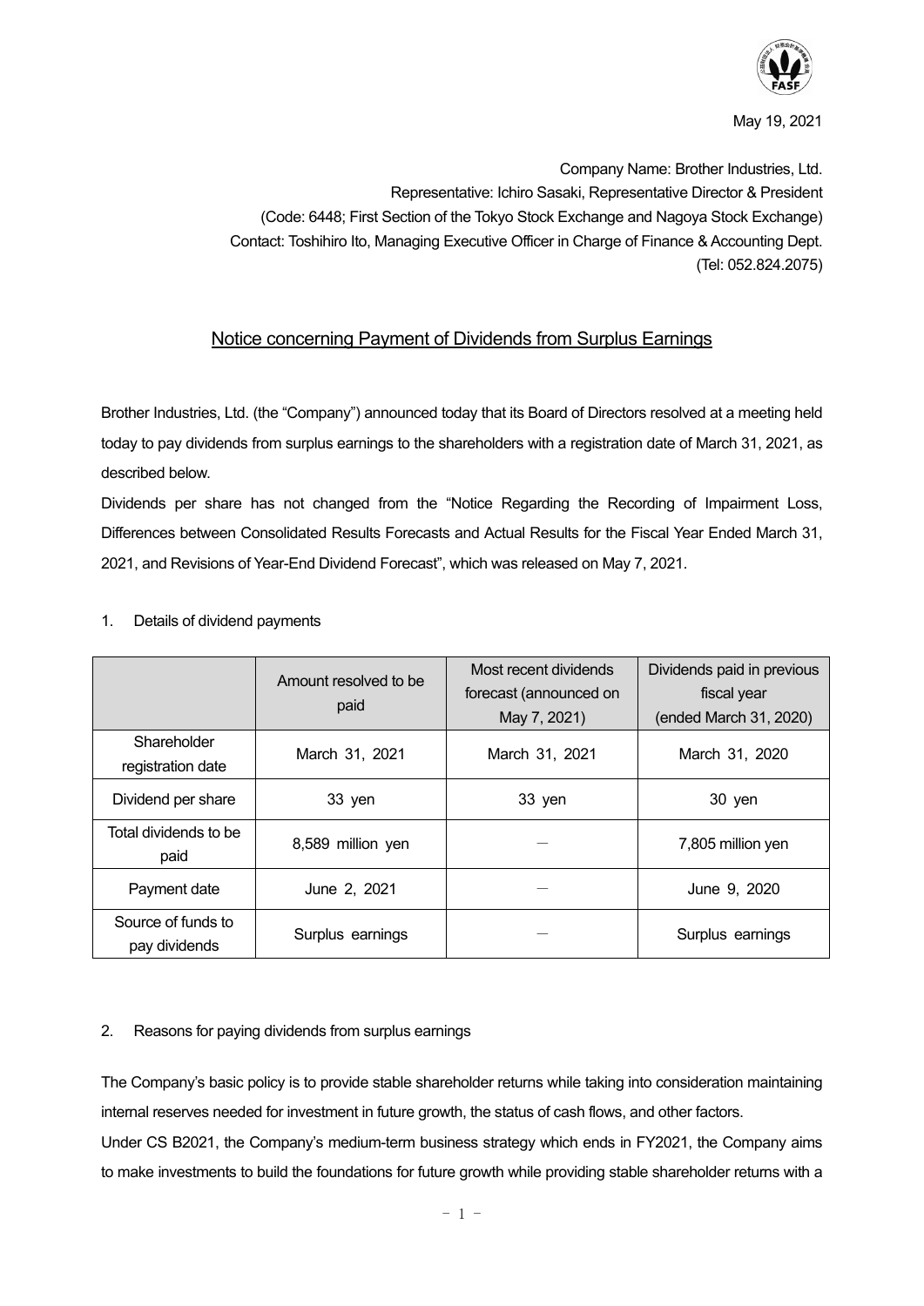May 19, 2021

Company Name: Brother Industries, Ltd.
Representative: Ichiro Sasaki, Representative Director & President
(Code: 6448; First Section of the Tokyo Stock Exchange and Nagoya Stock Exchange)
Contact: Toshihiro Ito, Managing Executive Officer in Charge of Finance & Accounting Dept.
(Tel: 052.824.2075)

# Notice concerning Payment of Dividends from Surplus Earnings

Brother Industries, Ltd. (the "Company") announced today that its Board of Directors resolved at a meeting held today to pay dividends from surplus earnings to the shareholders with a registration date of March 31, 2021, as described below.

Dividends per share has not changed from the "Notice Regarding the Recording of Impairment Loss, Differences between Consolidated Results Forecasts and Actual Results for the Fiscal Year Ended March 31, 2021, and Revisions of Year-End Dividend Forecast", which was released on May 7, 2021.

1. Details of dividend payments

| | Amount resolved to be paid | Most recent dividends forecast (announced on May 7, 2021) | Dividends paid in previous fiscal year (ended March 31, 2020) |
|---|---|---|---|
| Shareholder registration date | March 31, 2021 | March 31, 2021 | March 31, 2020 |
| Dividend per share | 33 yen | 33 yen | 30 yen |
| Total dividends to be paid | 8,589 million yen | ― | 7,805 million yen |
| Payment date | June 2, 2021 | ― | June 9, 2020 |
| Source of funds to pay dividends | Surplus earnings | ― | Surplus earnings |

2. Reasons for paying dividends from surplus earnings

The Company's basic policy is to provide stable shareholder returns while taking into consideration maintaining internal reserves needed for investment in future growth, the status of cash flows, and other factors.
Under CS B2021, the Company's medium-term business strategy which ends in FY2021, the Company aims to make investments to build the foundations for future growth while providing stable shareholder returns with a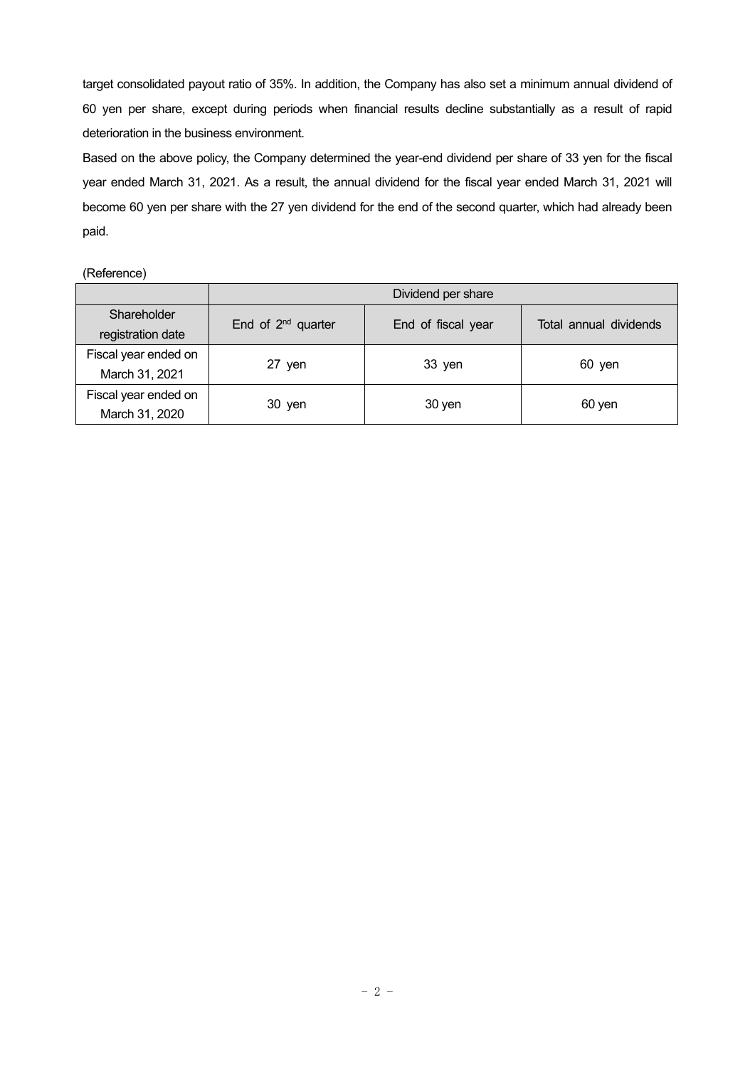target consolidated payout ratio of 35%. In addition, the Company has also set a minimum annual dividend of 60 yen per share, except during periods when financial results decline substantially as a result of rapid deterioration in the business environment.

Based on the above policy, the Company determined the year-end dividend per share of 33 yen for the fiscal year ended March 31, 2021. As a result, the annual dividend for the fiscal year ended March 31, 2021 will become 60 yen per share with the 27 yen dividend for the end of the second quarter, which had already been paid.

(Reference)

| | Dividend per share | | |
|---|---|---|---|
| Shareholder registration date | End of 2nd quarter | End of fiscal year | Total annual dividends |
| Fiscal year ended on March 31, 2021 | 27 yen | 33 yen | 60 yen |
| Fiscal year ended on March 31, 2020 | 30 yen | 30 yen | 60 yen |